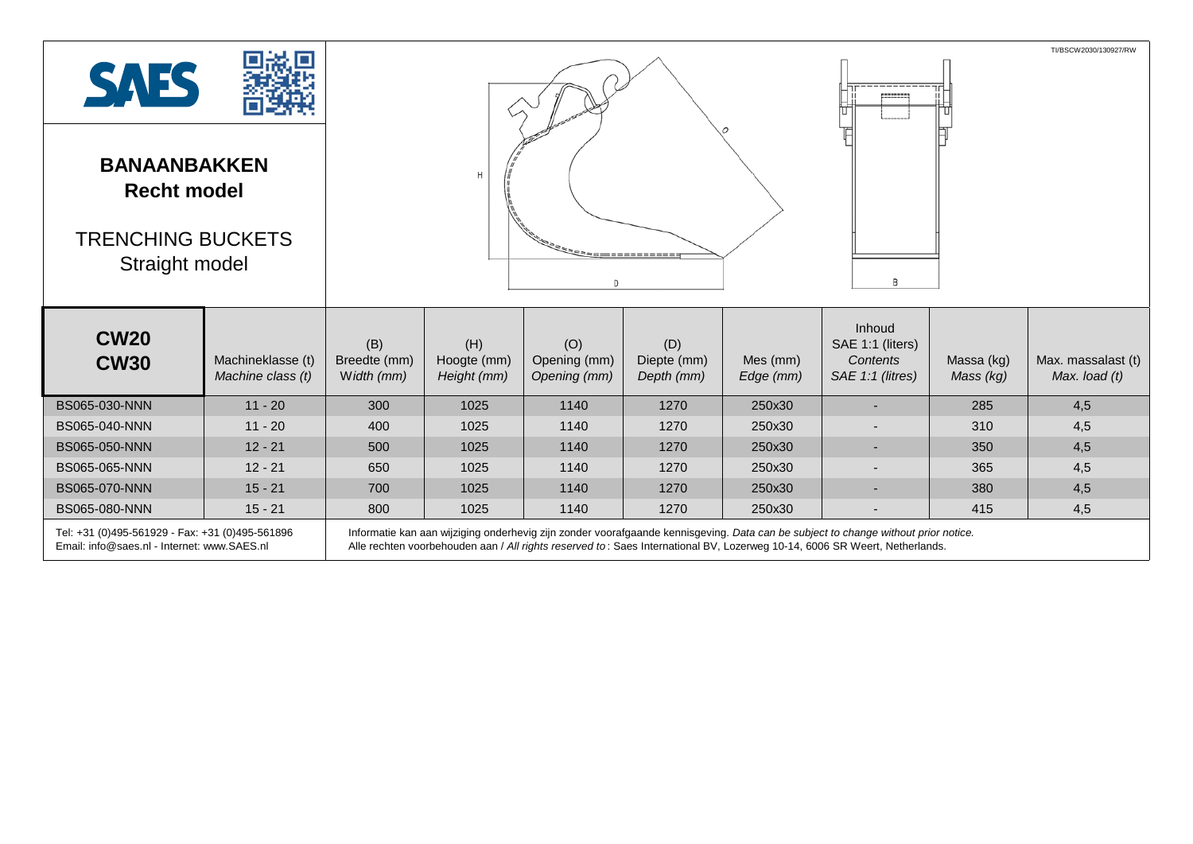TI/BSCW2030/130927/RW

SAES

# BANAANBAKKEN
## Recht model

# TRENCHING BUCKETS
Straight model

| **CW20 CW30** | Machineklasse (t) *Machine class (t)* | (B) Breedte (mm) *Width (mm)* | (H) Hoogte (mm) *Height (mm)* | (O) Opening (mm) *Opening (mm)* | (D) Diepte (mm) *Depth (mm)* | Mes (mm) *Edge (mm)* | Inhoud SAE 1:1 (liters) *Contents SAE 1:1 (litres)* | Massa (kg) *Mass (kg)* | Max. massalast (t) *Max. load (t)* |
|---|---|---|---|---|---|---|---|---|---|
| BS065-030-NNN | 11 - 20 | 300 | 1025 | 1140 | 1270 | 250x30 | - | 285 | 4,5 |
| BS065-040-NNN | 11 - 20 | 400 | 1025 | 1140 | 1270 | 250x30 | - | 310 | 4,5 |
| BS065-050-NNN | 12 - 21 | 500 | 1025 | 1140 | 1270 | 250x30 | - | 350 | 4,5 |
| BS065-065-NNN | 12 - 21 | 650 | 1025 | 1140 | 1270 | 250x30 | - | 365 | 4,5 |
| BS065-070-NNN | 15 - 21 | 700 | 1025 | 1140 | 1270 | 250x30 | - | 380 | 4,5 |
| BS065-080-NNN | 15 - 21 | 800 | 1025 | 1140 | 1270 | 250x30 | - | 415 | 4,5 |

Tel: +31 (0)495-561929 - Fax: +31 (0)495-561896
Email: info@saes.nl - Internet: www.SAES.nl

Informatie kan aan wijziging onderhevig zijn zonder voorafgaande kennisgeving. *Data can be subject to change without prior notice.*
Alle rechten voorbehouden aan / *All rights reserved to* : Saes International BV, Lozerweg 10-14, 6006 SR Weert, Netherlands.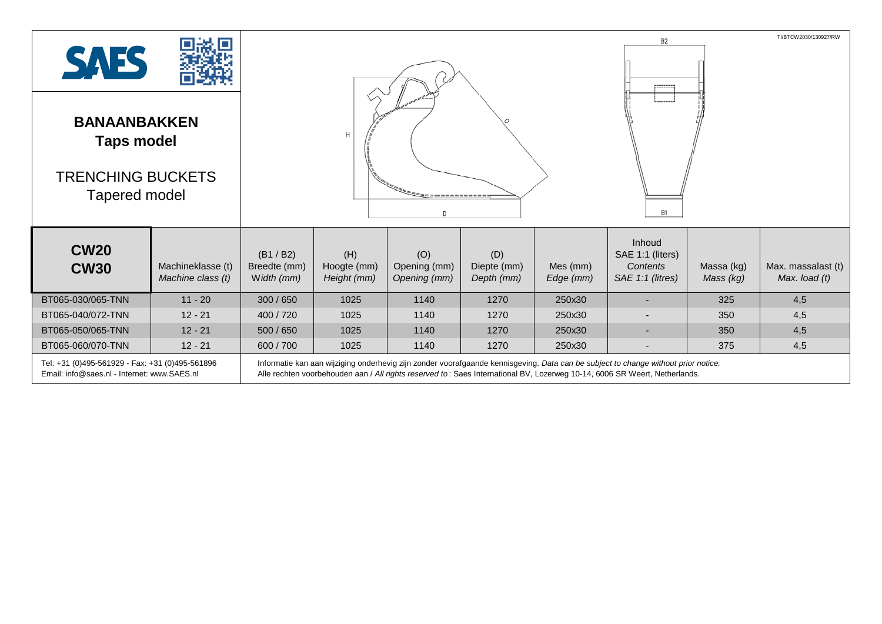TI/BTCW2030/130927/RW

**SAES**

# BANAANBAKKEN
## Taps model

TRENCHING BUCKETS
Tapered model

H
O
D
B2
B1

| **CW20** **CW30** | Machineklasse (t) *Machine class (t)* | (B1 / B2) Breedte (mm) Width (mm) | (H) Hoogte (mm) *Height (mm)* | (O) Opening (mm) *Opening (mm)* | (D) Diepte (mm) *Depth (mm)* | Mes (mm) *Edge (mm)* | Inhoud SAE 1:1 (liters) *Contents SAE 1:1 (litres)* | Massa (kg) *Mass (kg)* | Max. massalast (t) *Max. load (t)* |
|---|---|---|---|---|---|---|---|---|---|
| BT065-030/065-TNN | 11 - 20 | 300 / 650 | 1025 | 1140 | 1270 | 250x30 | - | 325 | 4,5 |
| BT065-040/072-TNN | 12 - 21 | 400 / 720 | 1025 | 1140 | 1270 | 250x30 | - | 350 | 4,5 |
| BT065-050/065-TNN | 12 - 21 | 500 / 650 | 1025 | 1140 | 1270 | 250x30 | - | 350 | 4,5 |
| BT065-060/070-TNN | 12 - 21 | 600 / 700 | 1025 | 1140 | 1270 | 250x30 | - | 375 | 4,5 |

Tel: +31 (0)495-561929 - Fax: +31 (0)495-561896
Email: info@saes.nl - Internet: www.SAES.nl

Informatie kan aan wijziging onderhevig zijn zonder voorafgaande kennisgeving. *Data can be subject to change without prior notice.*
Alle rechten voorbehouden aan / *All rights reserved to*: Saes International BV, Lozerweg 10-14, 6006 SR Weert, Netherlands.